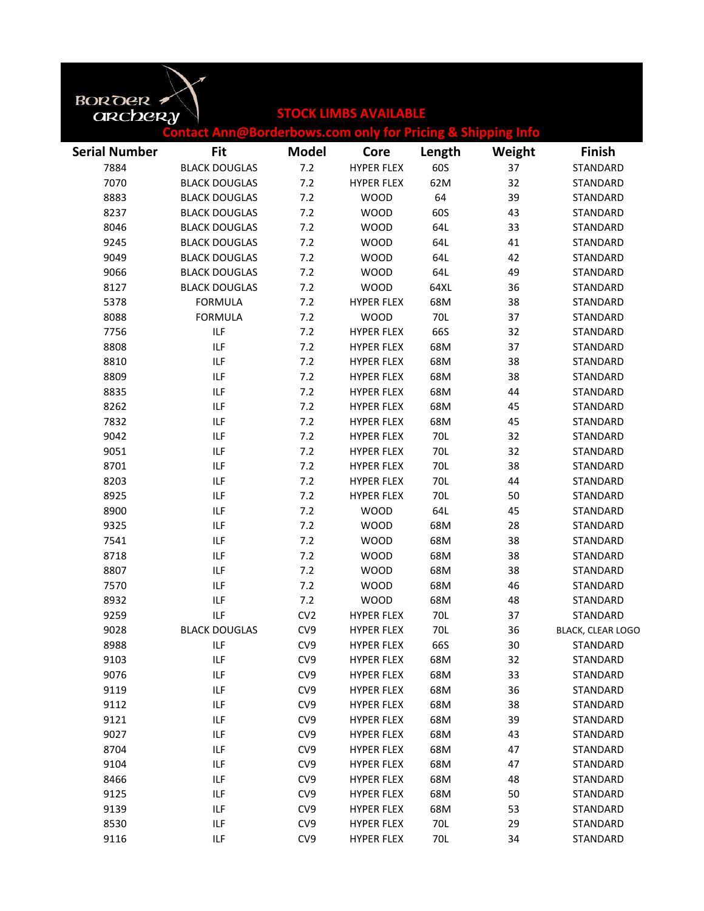Border Archery

**STOCK LIMBS AVAILABLE**

**Contact Ann@Borderbows.com only for Pricing & Shipping Info**

| Serial Number | Fit | Model | Core | Length | Weight | Finish |
|---|---|---|---|---|---|---|
| 7884 | BLACK DOUGLAS | 7.2 | HYPER FLEX | 60S | 37 | STANDARD |
| 7070 | BLACK DOUGLAS | 7.2 | HYPER FLEX | 62M | 32 | STANDARD |
| 8883 | BLACK DOUGLAS | 7.2 | WOOD | 64 | 39 | STANDARD |
| 8237 | BLACK DOUGLAS | 7.2 | WOOD | 60S | 43 | STANDARD |
| 8046 | BLACK DOUGLAS | 7.2 | WOOD | 64L | 33 | STANDARD |
| 9245 | BLACK DOUGLAS | 7.2 | WOOD | 64L | 41 | STANDARD |
| 9049 | BLACK DOUGLAS | 7.2 | WOOD | 64L | 42 | STANDARD |
| 9066 | BLACK DOUGLAS | 7.2 | WOOD | 64L | 49 | STANDARD |
| 8127 | BLACK DOUGLAS | 7.2 | WOOD | 64XL | 36 | STANDARD |
| 5378 | FORMULA | 7.2 | HYPER FLEX | 68M | 38 | STANDARD |
| 8088 | FORMULA | 7.2 | WOOD | 70L | 37 | STANDARD |
| 7756 | ILF | 7.2 | HYPER FLEX | 66S | 32 | STANDARD |
| 8808 | ILF | 7.2 | HYPER FLEX | 68M | 37 | STANDARD |
| 8810 | ILF | 7.2 | HYPER FLEX | 68M | 38 | STANDARD |
| 8809 | ILF | 7.2 | HYPER FLEX | 68M | 38 | STANDARD |
| 8835 | ILF | 7.2 | HYPER FLEX | 68M | 44 | STANDARD |
| 8262 | ILF | 7.2 | HYPER FLEX | 68M | 45 | STANDARD |
| 7832 | ILF | 7.2 | HYPER FLEX | 68M | 45 | STANDARD |
| 9042 | ILF | 7.2 | HYPER FLEX | 70L | 32 | STANDARD |
| 9051 | ILF | 7.2 | HYPER FLEX | 70L | 32 | STANDARD |
| 8701 | ILF | 7.2 | HYPER FLEX | 70L | 38 | STANDARD |
| 8203 | ILF | 7.2 | HYPER FLEX | 70L | 44 | STANDARD |
| 8925 | ILF | 7.2 | HYPER FLEX | 70L | 50 | STANDARD |
| 8900 | ILF | 7.2 | WOOD | 64L | 45 | STANDARD |
| 9325 | ILF | 7.2 | WOOD | 68M | 28 | STANDARD |
| 7541 | ILF | 7.2 | WOOD | 68M | 38 | STANDARD |
| 8718 | ILF | 7.2 | WOOD | 68M | 38 | STANDARD |
| 8807 | ILF | 7.2 | WOOD | 68M | 38 | STANDARD |
| 7570 | ILF | 7.2 | WOOD | 68M | 46 | STANDARD |
| 8932 | ILF | 7.2 | WOOD | 68M | 48 | STANDARD |
| 9259 | ILF | CV2 | HYPER FLEX | 70L | 37 | STANDARD |
| 9028 | BLACK DOUGLAS | CV9 | HYPER FLEX | 70L | 36 | BLACK, CLEAR LOGO |
| 8988 | ILF | CV9 | HYPER FLEX | 66S | 30 | STANDARD |
| 9103 | ILF | CV9 | HYPER FLEX | 68M | 32 | STANDARD |
| 9076 | ILF | CV9 | HYPER FLEX | 68M | 33 | STANDARD |
| 9119 | ILF | CV9 | HYPER FLEX | 68M | 36 | STANDARD |
| 9112 | ILF | CV9 | HYPER FLEX | 68M | 38 | STANDARD |
| 9121 | ILF | CV9 | HYPER FLEX | 68M | 39 | STANDARD |
| 9027 | ILF | CV9 | HYPER FLEX | 68M | 43 | STANDARD |
| 8704 | ILF | CV9 | HYPER FLEX | 68M | 47 | STANDARD |
| 9104 | ILF | CV9 | HYPER FLEX | 68M | 47 | STANDARD |
| 8466 | ILF | CV9 | HYPER FLEX | 68M | 48 | STANDARD |
| 9125 | ILF | CV9 | HYPER FLEX | 68M | 50 | STANDARD |
| 9139 | ILF | CV9 | HYPER FLEX | 68M | 53 | STANDARD |
| 8530 | ILF | CV9 | HYPER FLEX | 70L | 29 | STANDARD |
| 9116 | ILF | CV9 | HYPER FLEX | 70L | 34 | STANDARD |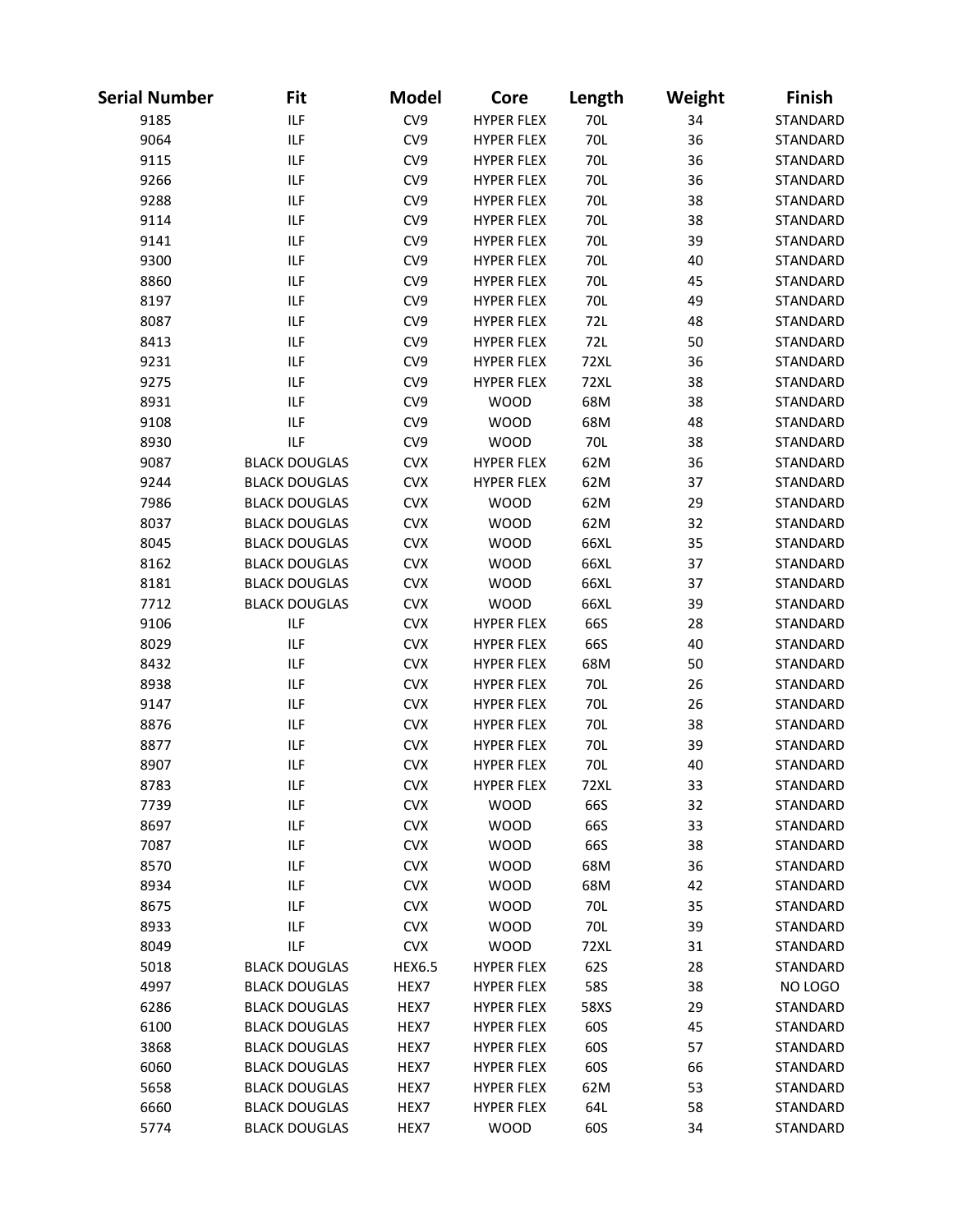| Serial Number | Fit | Model | Core | Length | Weight | Finish |
|---|---|---|---|---|---|---|
| 9185 | ILF | CV9 | HYPER FLEX | 70L | 34 | STANDARD |
| 9064 | ILF | CV9 | HYPER FLEX | 70L | 36 | STANDARD |
| 9115 | ILF | CV9 | HYPER FLEX | 70L | 36 | STANDARD |
| 9266 | ILF | CV9 | HYPER FLEX | 70L | 36 | STANDARD |
| 9288 | ILF | CV9 | HYPER FLEX | 70L | 38 | STANDARD |
| 9114 | ILF | CV9 | HYPER FLEX | 70L | 38 | STANDARD |
| 9141 | ILF | CV9 | HYPER FLEX | 70L | 39 | STANDARD |
| 9300 | ILF | CV9 | HYPER FLEX | 70L | 40 | STANDARD |
| 8860 | ILF | CV9 | HYPER FLEX | 70L | 45 | STANDARD |
| 8197 | ILF | CV9 | HYPER FLEX | 70L | 49 | STANDARD |
| 8087 | ILF | CV9 | HYPER FLEX | 72L | 48 | STANDARD |
| 8413 | ILF | CV9 | HYPER FLEX | 72L | 50 | STANDARD |
| 9231 | ILF | CV9 | HYPER FLEX | 72XL | 36 | STANDARD |
| 9275 | ILF | CV9 | HYPER FLEX | 72XL | 38 | STANDARD |
| 8931 | ILF | CV9 | WOOD | 68M | 38 | STANDARD |
| 9108 | ILF | CV9 | WOOD | 68M | 48 | STANDARD |
| 8930 | ILF | CV9 | WOOD | 70L | 38 | STANDARD |
| 9087 | BLACK DOUGLAS | CVX | HYPER FLEX | 62M | 36 | STANDARD |
| 9244 | BLACK DOUGLAS | CVX | HYPER FLEX | 62M | 37 | STANDARD |
| 7986 | BLACK DOUGLAS | CVX | WOOD | 62M | 29 | STANDARD |
| 8037 | BLACK DOUGLAS | CVX | WOOD | 62M | 32 | STANDARD |
| 8045 | BLACK DOUGLAS | CVX | WOOD | 66XL | 35 | STANDARD |
| 8162 | BLACK DOUGLAS | CVX | WOOD | 66XL | 37 | STANDARD |
| 8181 | BLACK DOUGLAS | CVX | WOOD | 66XL | 37 | STANDARD |
| 7712 | BLACK DOUGLAS | CVX | WOOD | 66XL | 39 | STANDARD |
| 9106 | ILF | CVX | HYPER FLEX | 66S | 28 | STANDARD |
| 8029 | ILF | CVX | HYPER FLEX | 66S | 40 | STANDARD |
| 8432 | ILF | CVX | HYPER FLEX | 68M | 50 | STANDARD |
| 8938 | ILF | CVX | HYPER FLEX | 70L | 26 | STANDARD |
| 9147 | ILF | CVX | HYPER FLEX | 70L | 26 | STANDARD |
| 8876 | ILF | CVX | HYPER FLEX | 70L | 38 | STANDARD |
| 8877 | ILF | CVX | HYPER FLEX | 70L | 39 | STANDARD |
| 8907 | ILF | CVX | HYPER FLEX | 70L | 40 | STANDARD |
| 8783 | ILF | CVX | HYPER FLEX | 72XL | 33 | STANDARD |
| 7739 | ILF | CVX | WOOD | 66S | 32 | STANDARD |
| 8697 | ILF | CVX | WOOD | 66S | 33 | STANDARD |
| 7087 | ILF | CVX | WOOD | 66S | 38 | STANDARD |
| 8570 | ILF | CVX | WOOD | 68M | 36 | STANDARD |
| 8934 | ILF | CVX | WOOD | 68M | 42 | STANDARD |
| 8675 | ILF | CVX | WOOD | 70L | 35 | STANDARD |
| 8933 | ILF | CVX | WOOD | 70L | 39 | STANDARD |
| 8049 | ILF | CVX | WOOD | 72XL | 31 | STANDARD |
| 5018 | BLACK DOUGLAS | HEX6.5 | HYPER FLEX | 62S | 28 | STANDARD |
| 4997 | BLACK DOUGLAS | HEX7 | HYPER FLEX | 58S | 38 | NO LOGO |
| 6286 | BLACK DOUGLAS | HEX7 | HYPER FLEX | 58XS | 29 | STANDARD |
| 6100 | BLACK DOUGLAS | HEX7 | HYPER FLEX | 60S | 45 | STANDARD |
| 3868 | BLACK DOUGLAS | HEX7 | HYPER FLEX | 60S | 57 | STANDARD |
| 6060 | BLACK DOUGLAS | HEX7 | HYPER FLEX | 60S | 66 | STANDARD |
| 5658 | BLACK DOUGLAS | HEX7 | HYPER FLEX | 62M | 53 | STANDARD |
| 6660 | BLACK DOUGLAS | HEX7 | HYPER FLEX | 64L | 58 | STANDARD |
| 5774 | BLACK DOUGLAS | HEX7 | WOOD | 60S | 34 | STANDARD |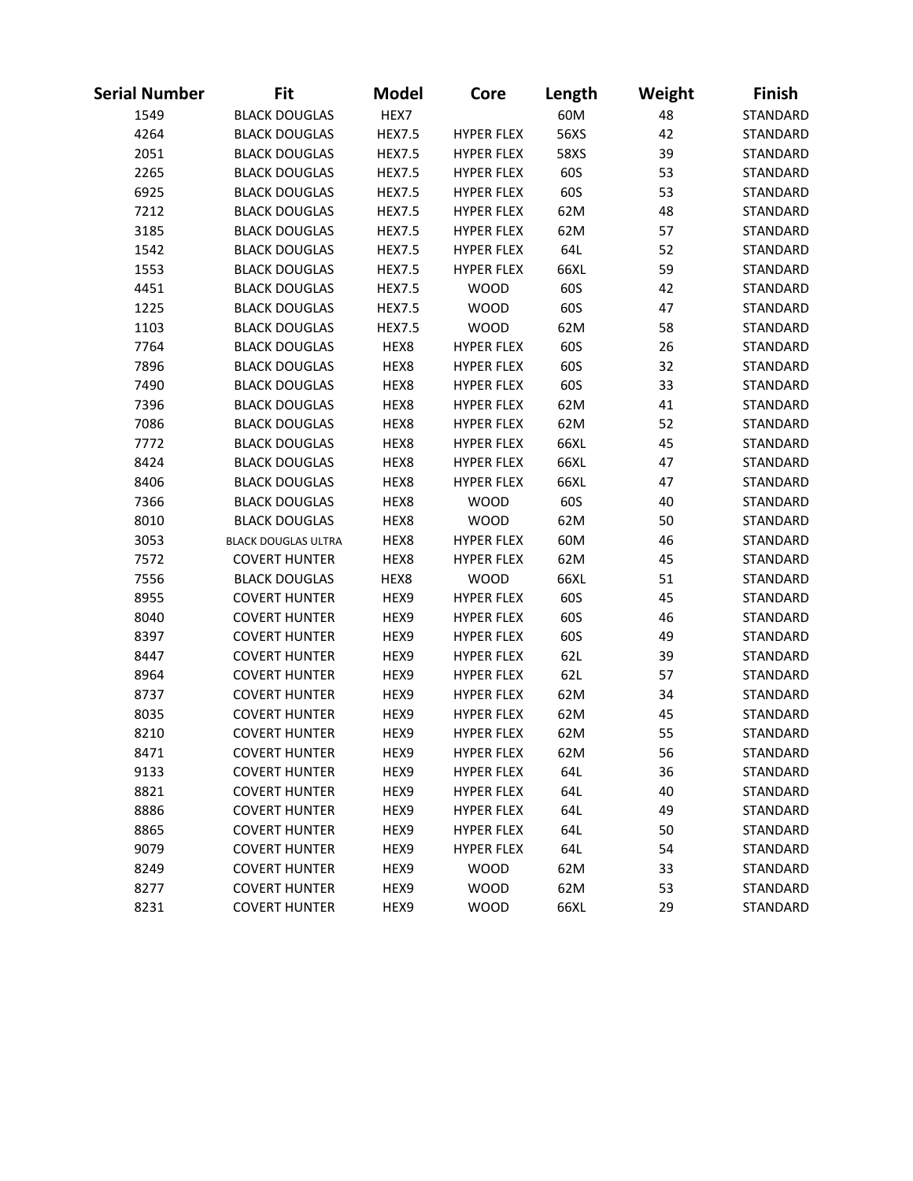| Serial Number | Fit | Model | Core | Length | Weight | Finish |
|---|---|---|---|---|---|---|
| 1549 | BLACK DOUGLAS | HEX7 | | 60M | 48 | STANDARD |
| 4264 | BLACK DOUGLAS | HEX7.5 | HYPER FLEX | 56XS | 42 | STANDARD |
| 2051 | BLACK DOUGLAS | HEX7.5 | HYPER FLEX | 58XS | 39 | STANDARD |
| 2265 | BLACK DOUGLAS | HEX7.5 | HYPER FLEX | 60S | 53 | STANDARD |
| 6925 | BLACK DOUGLAS | HEX7.5 | HYPER FLEX | 60S | 53 | STANDARD |
| 7212 | BLACK DOUGLAS | HEX7.5 | HYPER FLEX | 62M | 48 | STANDARD |
| 3185 | BLACK DOUGLAS | HEX7.5 | HYPER FLEX | 62M | 57 | STANDARD |
| 1542 | BLACK DOUGLAS | HEX7.5 | HYPER FLEX | 64L | 52 | STANDARD |
| 1553 | BLACK DOUGLAS | HEX7.5 | HYPER FLEX | 66XL | 59 | STANDARD |
| 4451 | BLACK DOUGLAS | HEX7.5 | WOOD | 60S | 42 | STANDARD |
| 1225 | BLACK DOUGLAS | HEX7.5 | WOOD | 60S | 47 | STANDARD |
| 1103 | BLACK DOUGLAS | HEX7.5 | WOOD | 62M | 58 | STANDARD |
| 7764 | BLACK DOUGLAS | HEX8 | HYPER FLEX | 60S | 26 | STANDARD |
| 7896 | BLACK DOUGLAS | HEX8 | HYPER FLEX | 60S | 32 | STANDARD |
| 7490 | BLACK DOUGLAS | HEX8 | HYPER FLEX | 60S | 33 | STANDARD |
| 7396 | BLACK DOUGLAS | HEX8 | HYPER FLEX | 62M | 41 | STANDARD |
| 7086 | BLACK DOUGLAS | HEX8 | HYPER FLEX | 62M | 52 | STANDARD |
| 7772 | BLACK DOUGLAS | HEX8 | HYPER FLEX | 66XL | 45 | STANDARD |
| 8424 | BLACK DOUGLAS | HEX8 | HYPER FLEX | 66XL | 47 | STANDARD |
| 8406 | BLACK DOUGLAS | HEX8 | HYPER FLEX | 66XL | 47 | STANDARD |
| 7366 | BLACK DOUGLAS | HEX8 | WOOD | 60S | 40 | STANDARD |
| 8010 | BLACK DOUGLAS | HEX8 | WOOD | 62M | 50 | STANDARD |
| 3053 | BLACK DOUGLAS ULTRA | HEX8 | HYPER FLEX | 60M | 46 | STANDARD |
| 7572 | COVERT HUNTER | HEX8 | HYPER FLEX | 62M | 45 | STANDARD |
| 7556 | BLACK DOUGLAS | HEX8 | WOOD | 66XL | 51 | STANDARD |
| 8955 | COVERT HUNTER | HEX9 | HYPER FLEX | 60S | 45 | STANDARD |
| 8040 | COVERT HUNTER | HEX9 | HYPER FLEX | 60S | 46 | STANDARD |
| 8397 | COVERT HUNTER | HEX9 | HYPER FLEX | 60S | 49 | STANDARD |
| 8447 | COVERT HUNTER | HEX9 | HYPER FLEX | 62L | 39 | STANDARD |
| 8964 | COVERT HUNTER | HEX9 | HYPER FLEX | 62L | 57 | STANDARD |
| 8737 | COVERT HUNTER | HEX9 | HYPER FLEX | 62M | 34 | STANDARD |
| 8035 | COVERT HUNTER | HEX9 | HYPER FLEX | 62M | 45 | STANDARD |
| 8210 | COVERT HUNTER | HEX9 | HYPER FLEX | 62M | 55 | STANDARD |
| 8471 | COVERT HUNTER | HEX9 | HYPER FLEX | 62M | 56 | STANDARD |
| 9133 | COVERT HUNTER | HEX9 | HYPER FLEX | 64L | 36 | STANDARD |
| 8821 | COVERT HUNTER | HEX9 | HYPER FLEX | 64L | 40 | STANDARD |
| 8886 | COVERT HUNTER | HEX9 | HYPER FLEX | 64L | 49 | STANDARD |
| 8865 | COVERT HUNTER | HEX9 | HYPER FLEX | 64L | 50 | STANDARD |
| 9079 | COVERT HUNTER | HEX9 | HYPER FLEX | 64L | 54 | STANDARD |
| 8249 | COVERT HUNTER | HEX9 | WOOD | 62M | 33 | STANDARD |
| 8277 | COVERT HUNTER | HEX9 | WOOD | 62M | 53 | STANDARD |
| 8231 | COVERT HUNTER | HEX9 | WOOD | 66XL | 29 | STANDARD |